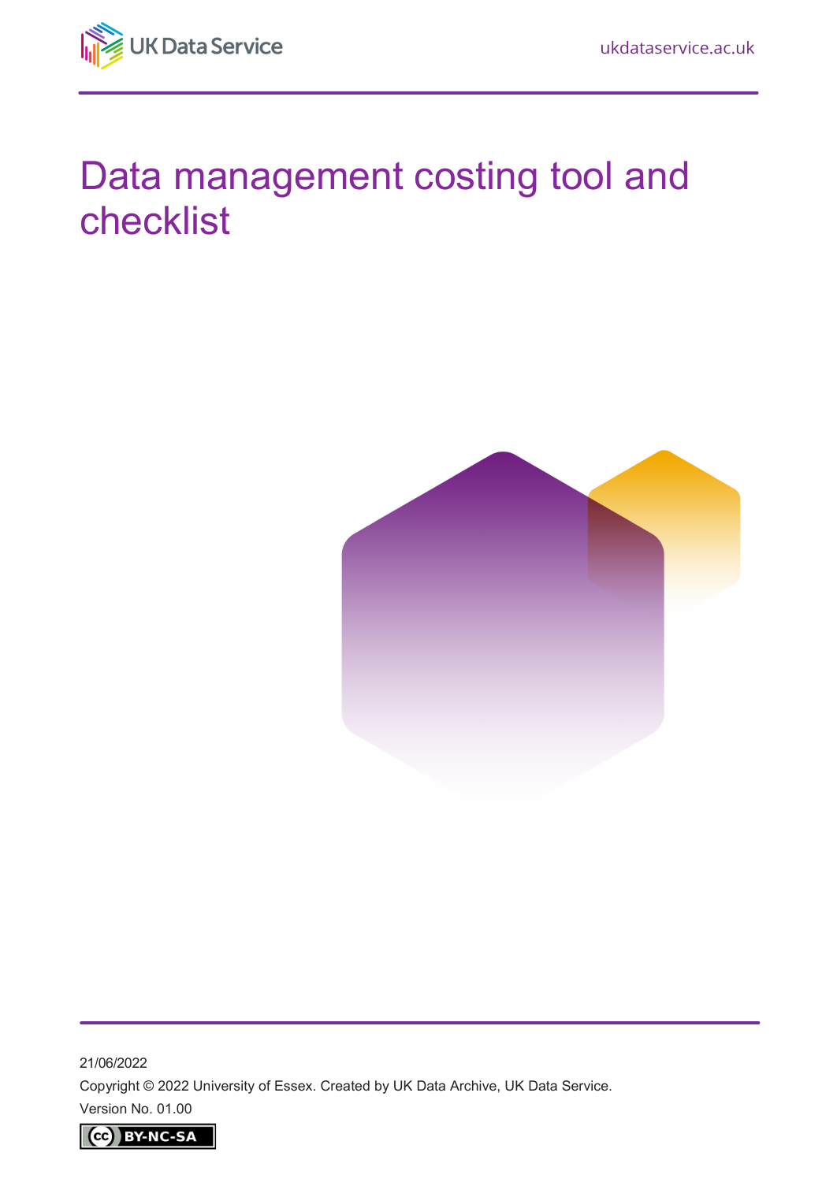UK Data Service

ukdataservice.ac.uk

# Data management costing tool and checklist

21/06/2022

Copyright © 2022 University of Essex. Created by UK Data Archive, UK Data Service.

Version No. 01.00

BY-NC-SA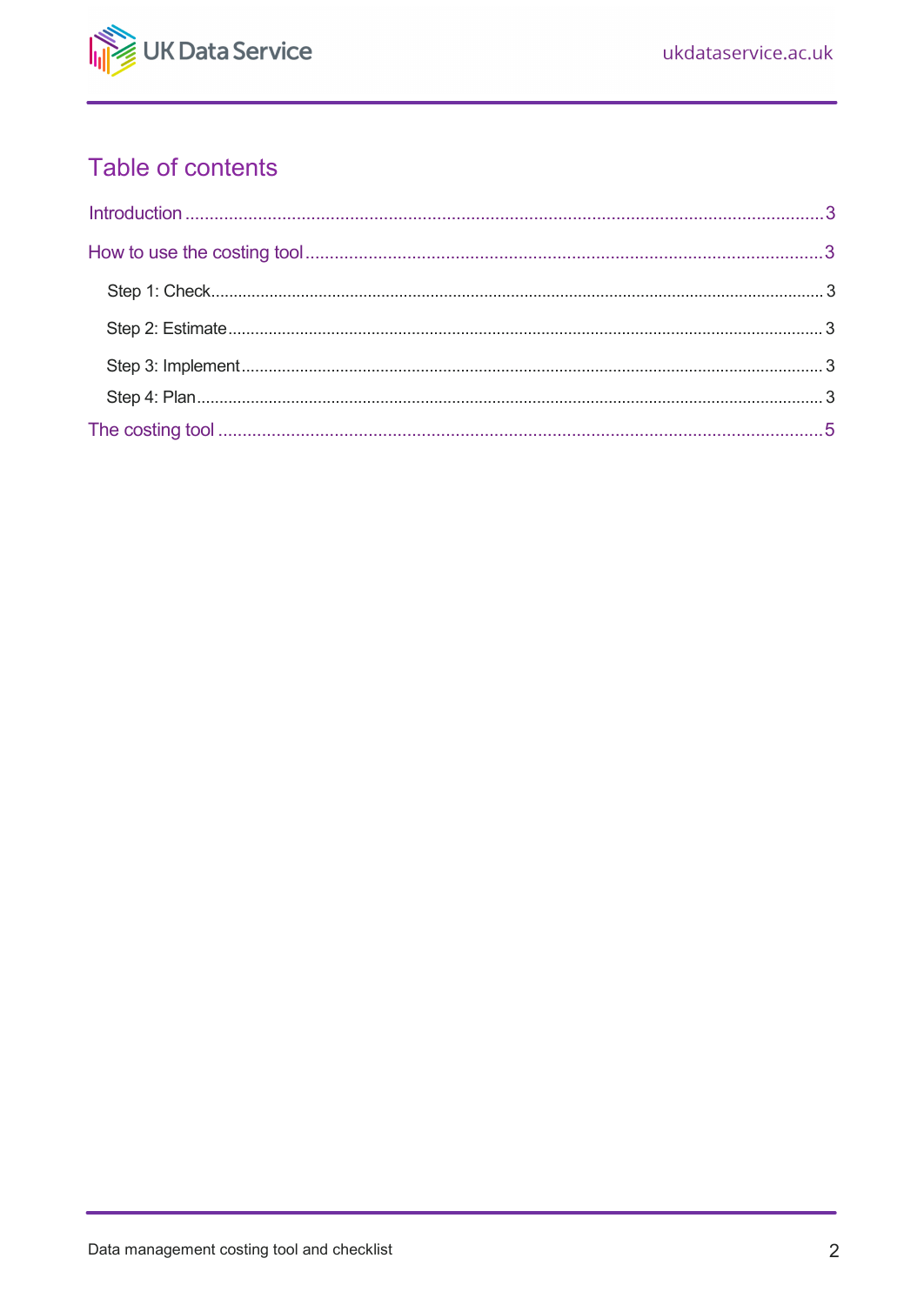# Table of contents

Introduction .......... 3

How to use the costing tool .......... 3

- Step 1: Check .......... 3
- Step 2: Estimate .......... 3
- Step 3: Implement .......... 3
- Step 4: Plan .......... 3

The costing tool .......... 5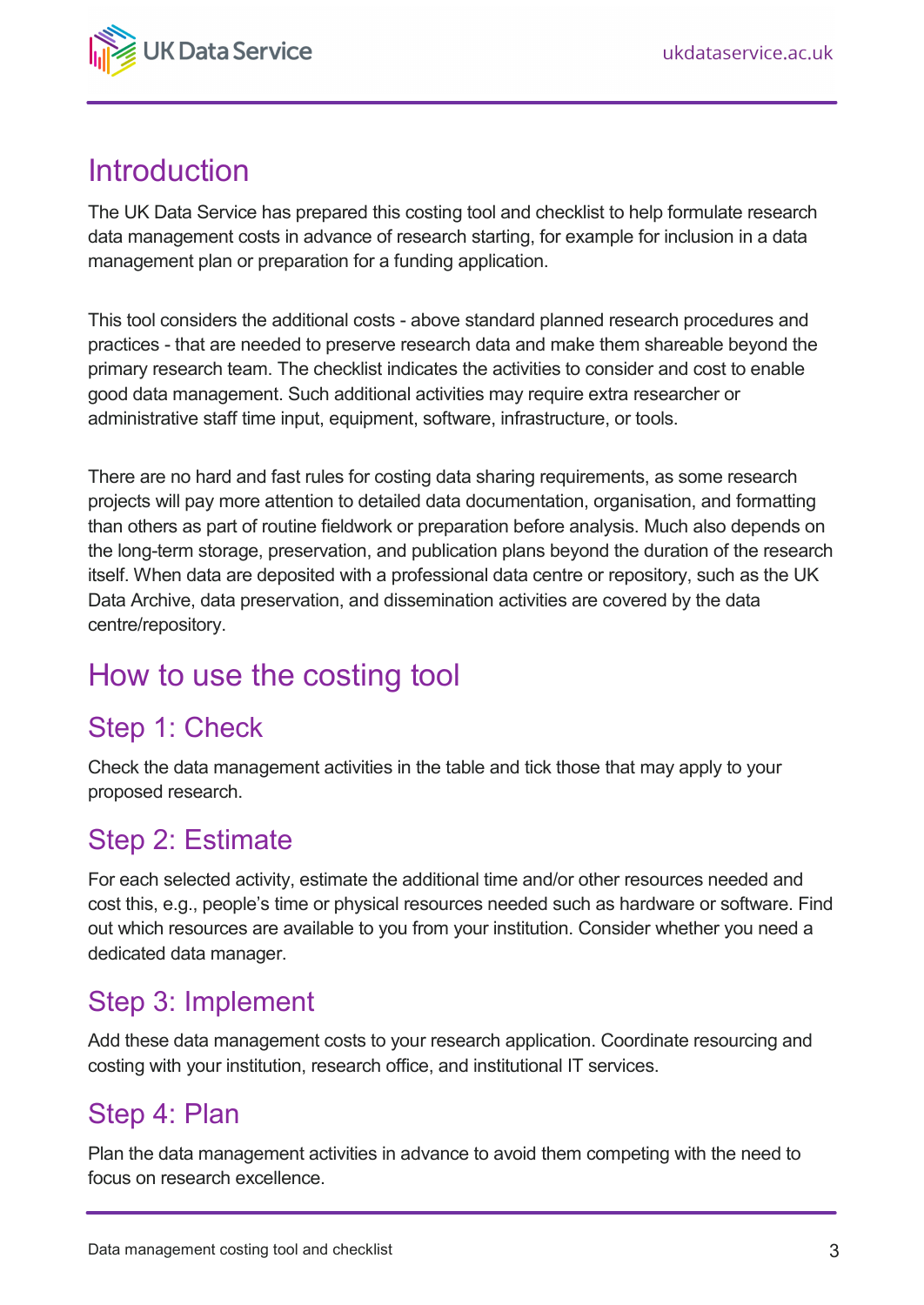# Introduction

The UK Data Service has prepared this costing tool and checklist to help formulate research data management costs in advance of research starting, for example for inclusion in a data management plan or preparation for a funding application.

This tool considers the additional costs - above standard planned research procedures and practices - that are needed to preserve research data and make them shareable beyond the primary research team. The checklist indicates the activities to consider and cost to enable good data management. Such additional activities may require extra researcher or administrative staff time input, equipment, software, infrastructure, or tools.

There are no hard and fast rules for costing data sharing requirements, as some research projects will pay more attention to detailed data documentation, organisation, and formatting than others as part of routine fieldwork or preparation before analysis. Much also depends on the long-term storage, preservation, and publication plans beyond the duration of the research itself. When data are deposited with a professional data centre or repository, such as the UK Data Archive, data preservation, and dissemination activities are covered by the data centre/repository.

# How to use the costing tool

## Step 1: Check

Check the data management activities in the table and tick those that may apply to your proposed research.

## Step 2: Estimate

For each selected activity, estimate the additional time and/or other resources needed and cost this, e.g., people's time or physical resources needed such as hardware or software. Find out which resources are available to you from your institution. Consider whether you need a dedicated data manager.

## Step 3: Implement

Add these data management costs to your research application. Coordinate resourcing and costing with your institution, research office, and institutional IT services.

## Step 4: Plan

Plan the data management activities in advance to avoid them competing with the need to focus on research excellence.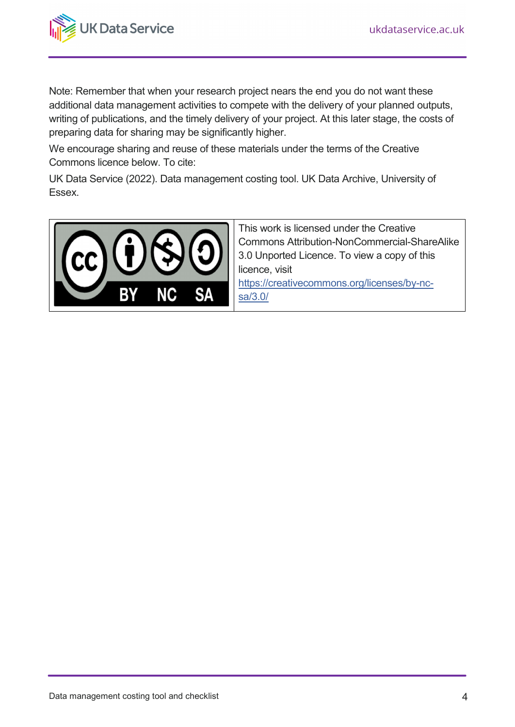Note: Remember that when your research project nears the end you do not want these additional data management activities to compete with the delivery of your planned outputs, writing of publications, and the timely delivery of your project. At this later stage, the costs of preparing data for sharing may be significantly higher.

We encourage sharing and reuse of these materials under the terms of the Creative Commons licence below. To cite:

UK Data Service (2022). Data management costing tool. UK Data Archive, University of Essex.

| | |
|---|---|
| CC BY NC SA | This work is licensed under the Creative Commons Attribution-NonCommercial-ShareAlike 3.0 Unported Licence. To view a copy of this licence, visit https://creativecommons.org/licenses/by-nc-sa/3.0/ |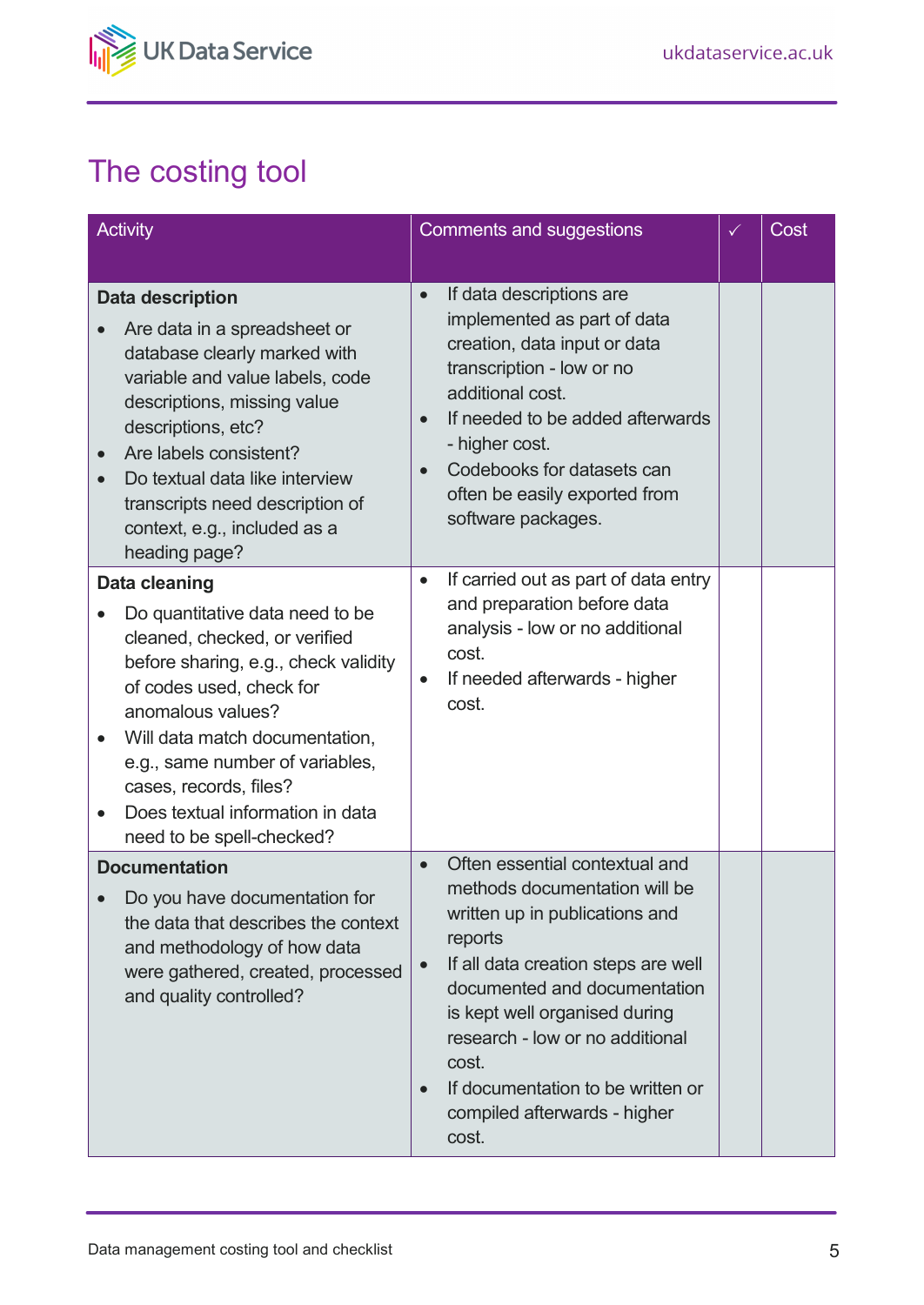# The costing tool

| Activity | Comments and suggestions | ✓ | Cost |
|---|---|---|---|
| **Data description**<br>• Are data in a spreadsheet or database clearly marked with variable and value labels, code descriptions, missing value descriptions, etc?<br>• Are labels consistent?<br>• Do textual data like interview transcripts need description of context, e.g., included as a heading page? | • If data descriptions are implemented as part of data creation, data input or data transcription - low or no additional cost.<br>• If needed to be added afterwards - higher cost.<br>• Codebooks for datasets can often be easily exported from software packages. | | |
| **Data cleaning**<br>• Do quantitative data need to be cleaned, checked, or verified before sharing, e.g., check validity of codes used, check for anomalous values?<br>• Will data match documentation, e.g., same number of variables, cases, records, files?<br>• Does textual information in data need to be spell-checked? | • If carried out as part of data entry and preparation before data analysis - low or no additional cost.<br>• If needed afterwards - higher cost. | | |
| **Documentation**<br>• Do you have documentation for the data that describes the context and methodology of how data were gathered, created, processed and quality controlled? | • Often essential contextual and methods documentation will be written up in publications and reports<br>• If all data creation steps are well documented and documentation is kept well organised during research - low or no additional cost.<br>• If documentation to be written or compiled afterwards - higher cost. | | |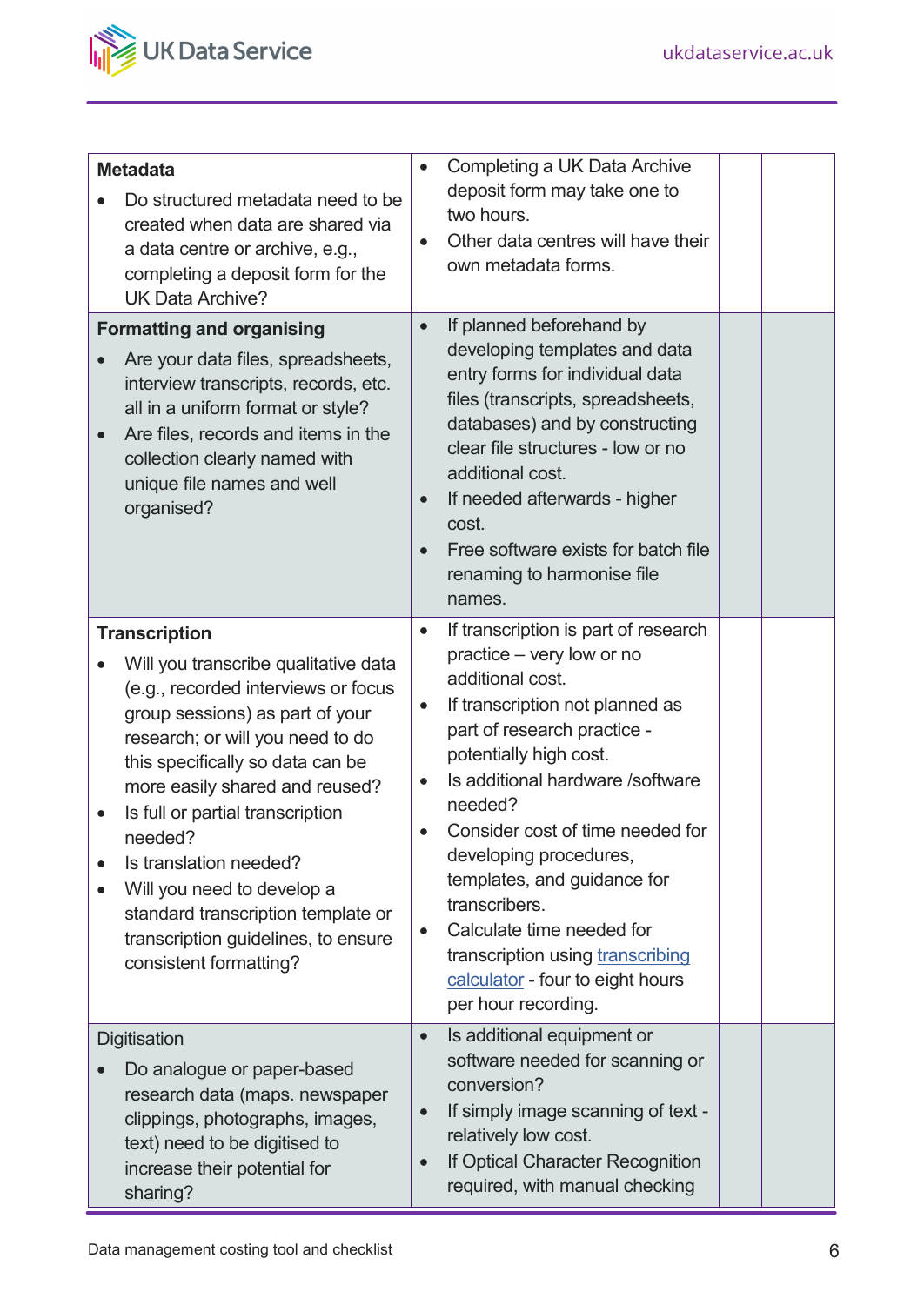| | | | |
|---|---|---|---|
| **Metadata**<br>• Do structured metadata need to be created when data are shared via a data centre or archive, e.g., completing a deposit form for the UK Data Archive? | • Completing a UK Data Archive deposit form may take one to two hours.<br>• Other data centres will have their own metadata forms. | | |
| **Formatting and organising**<br>• Are your data files, spreadsheets, interview transcripts, records, etc. all in a uniform format or style?<br>• Are files, records and items in the collection clearly named with unique file names and well organised? | • If planned beforehand by developing templates and data entry forms for individual data files (transcripts, spreadsheets, databases) and by constructing clear file structures - low or no additional cost.<br>• If needed afterwards - higher cost.<br>• Free software exists for batch file renaming to harmonise file names. | | |
| **Transcription**<br>• Will you transcribe qualitative data (e.g., recorded interviews or focus group sessions) as part of your research; or will you need to do this specifically so data can be more easily shared and reused?<br>• Is full or partial transcription needed?<br>• Is translation needed?<br>• Will you need to develop a standard transcription template or transcription guidelines, to ensure consistent formatting? | • If transcription is part of research practice – very low or no additional cost.<br>• If transcription not planned as part of research practice - potentially high cost.<br>• Is additional hardware /software needed?<br>• Consider cost of time needed for developing procedures, templates, and guidance for transcribers.<br>• Calculate time needed for transcription using transcribing calculator - four to eight hours per hour recording. | | |
| Digitisation<br>• Do analogue or paper-based research data (maps. newspaper clippings, photographs, images, text) need to be digitised to increase their potential for sharing? | • Is additional equipment or software needed for scanning or conversion?<br>• If simply image scanning of text - relatively low cost.<br>• If Optical Character Recognition required, with manual checking | | |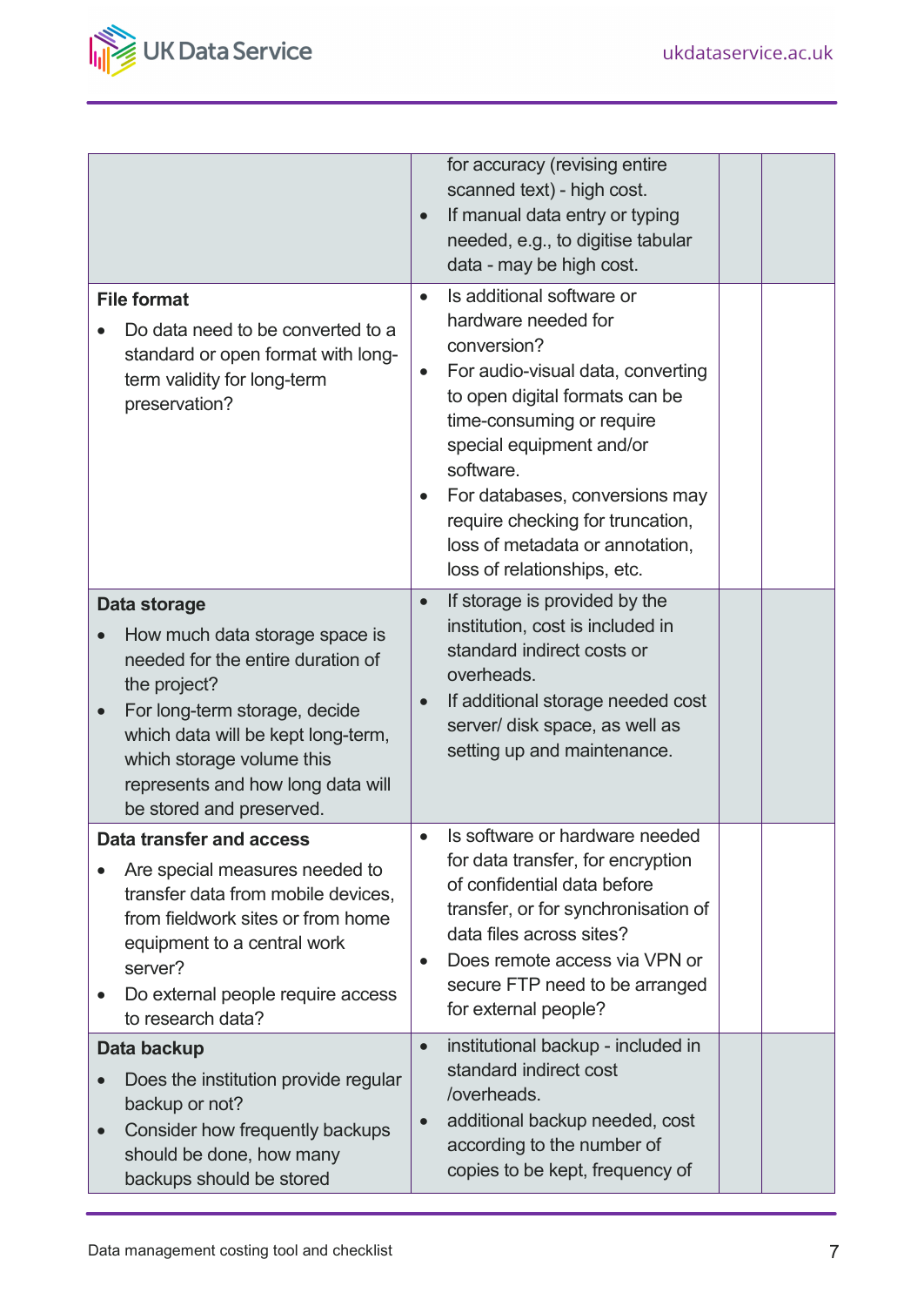| | | | |
|---|---|---|---|
| | for accuracy (revising entire scanned text) - high cost.<br>• If manual data entry or typing needed, e.g., to digitise tabular data - may be high cost. | | |
| **File format**<br>• Do data need to be converted to a standard or open format with long-term validity for long-term preservation? | • Is additional software or hardware needed for conversion?<br>• For audio-visual data, converting to open digital formats can be time-consuming or require special equipment and/or software.<br>• For databases, conversions may require checking for truncation, loss of metadata or annotation, loss of relationships, etc. | | |
| **Data storage**<br>• How much data storage space is needed for the entire duration of the project?<br>• For long-term storage, decide which data will be kept long-term, which storage volume this represents and how long data will be stored and preserved. | • If storage is provided by the institution, cost is included in standard indirect costs or overheads.<br>• If additional storage needed cost server/ disk space, as well as setting up and maintenance. | | |
| **Data transfer and access**<br>• Are special measures needed to transfer data from mobile devices, from fieldwork sites or from home equipment to a central work server?<br>• Do external people require access to research data? | • Is software or hardware needed for data transfer, for encryption of confidential data before transfer, or for synchronisation of data files across sites?<br>• Does remote access via VPN or secure FTP need to be arranged for external people? | | |
| **Data backup**<br>• Does the institution provide regular backup or not?<br>• Consider how frequently backups should be done, how many backups should be stored | • institutional backup - included in standard indirect cost /overheads.<br>• additional backup needed, cost according to the number of copies to be kept, frequency of | | |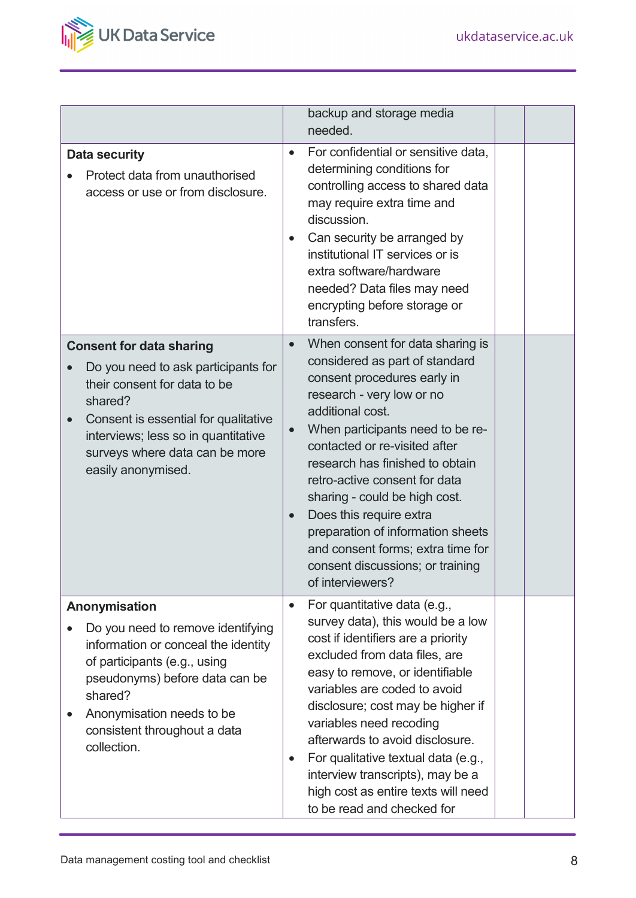| | | | |
|---|---|---|---|
| | backup and storage media needed. | | |
| **Data security**<br>• Protect data from unauthorised access or use or from disclosure. | • For confidential or sensitive data, determining conditions for controlling access to shared data may require extra time and discussion.<br>• Can security be arranged by institutional IT services or is extra software/hardware needed? Data files may need encrypting before storage or transfers. | | |
| **Consent for data sharing**<br>• Do you need to ask participants for their consent for data to be shared?<br>• Consent is essential for qualitative interviews; less so in quantitative surveys where data can be more easily anonymised. | • When consent for data sharing is considered as part of standard consent procedures early in research - very low or no additional cost.<br>• When participants need to be re-contacted or re-visited after research has finished to obtain retro-active consent for data sharing - could be high cost.<br>• Does this require extra preparation of information sheets and consent forms; extra time for consent discussions; or training of interviewers? | | |
| **Anonymisation**<br>• Do you need to remove identifying information or conceal the identity of participants (e.g., using pseudonyms) before data can be shared?<br>• Anonymisation needs to be consistent throughout a data collection. | • For quantitative data (e.g., survey data), this would be a low cost if identifiers are a priority excluded from data files, are easy to remove, or identifiable variables are coded to avoid disclosure; cost may be higher if variables need recoding afterwards to avoid disclosure.<br>• For qualitative textual data (e.g., interview transcripts), may be a high cost as entire texts will need to be read and checked for | | |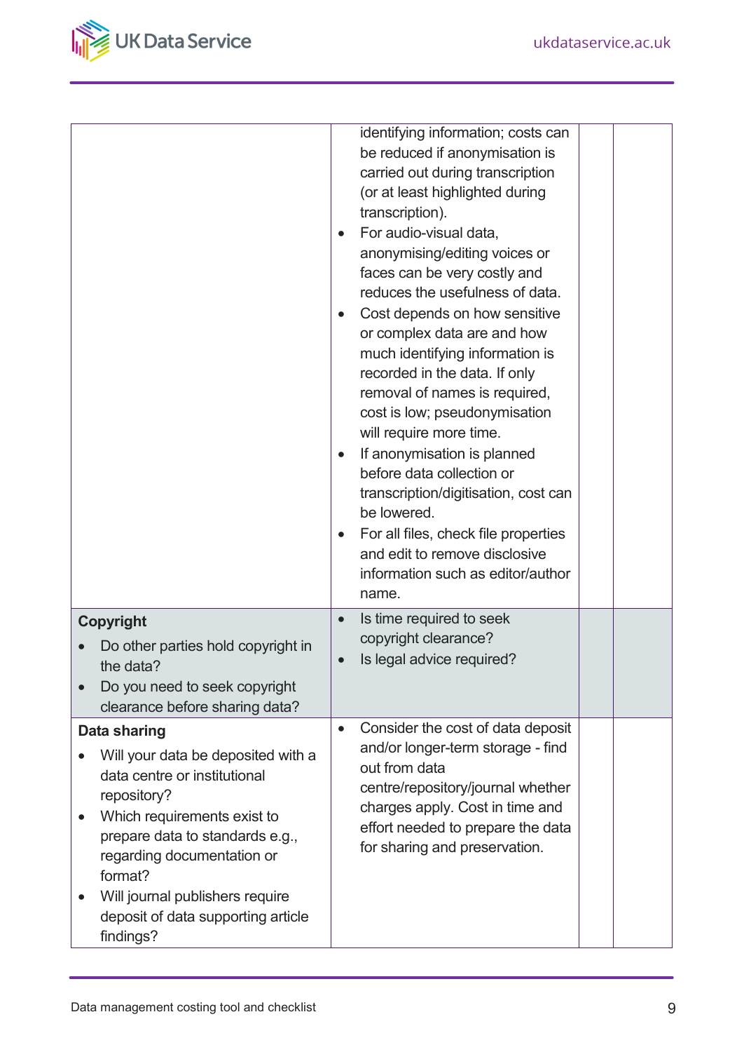| | | | |
|---|---|---|---|
| | identifying information; costs can be reduced if anonymisation is carried out during transcription (or at least highlighted during transcription).<br>• For audio-visual data, anonymising/editing voices or faces can be very costly and reduces the usefulness of data.<br>• Cost depends on how sensitive or complex data are and how much identifying information is recorded in the data. If only removal of names is required, cost is low; pseudonymisation will require more time.<br>• If anonymisation is planned before data collection or transcription/digitisation, cost can be lowered.<br>• For all files, check file properties and edit to remove disclosive information such as editor/author name. | | |
| **Copyright**<br>• Do other parties hold copyright in the data?<br>• Do you need to seek copyright clearance before sharing data? | • Is time required to seek copyright clearance?<br>• Is legal advice required? | | |
| **Data sharing**<br>• Will your data be deposited with a data centre or institutional repository?<br>• Which requirements exist to prepare data to standards e.g., regarding documentation or format?<br>• Will journal publishers require deposit of data supporting article findings? | • Consider the cost of data deposit and/or longer-term storage - find out from data centre/repository/journal whether charges apply. Cost in time and effort needed to prepare the data for sharing and preservation. | | |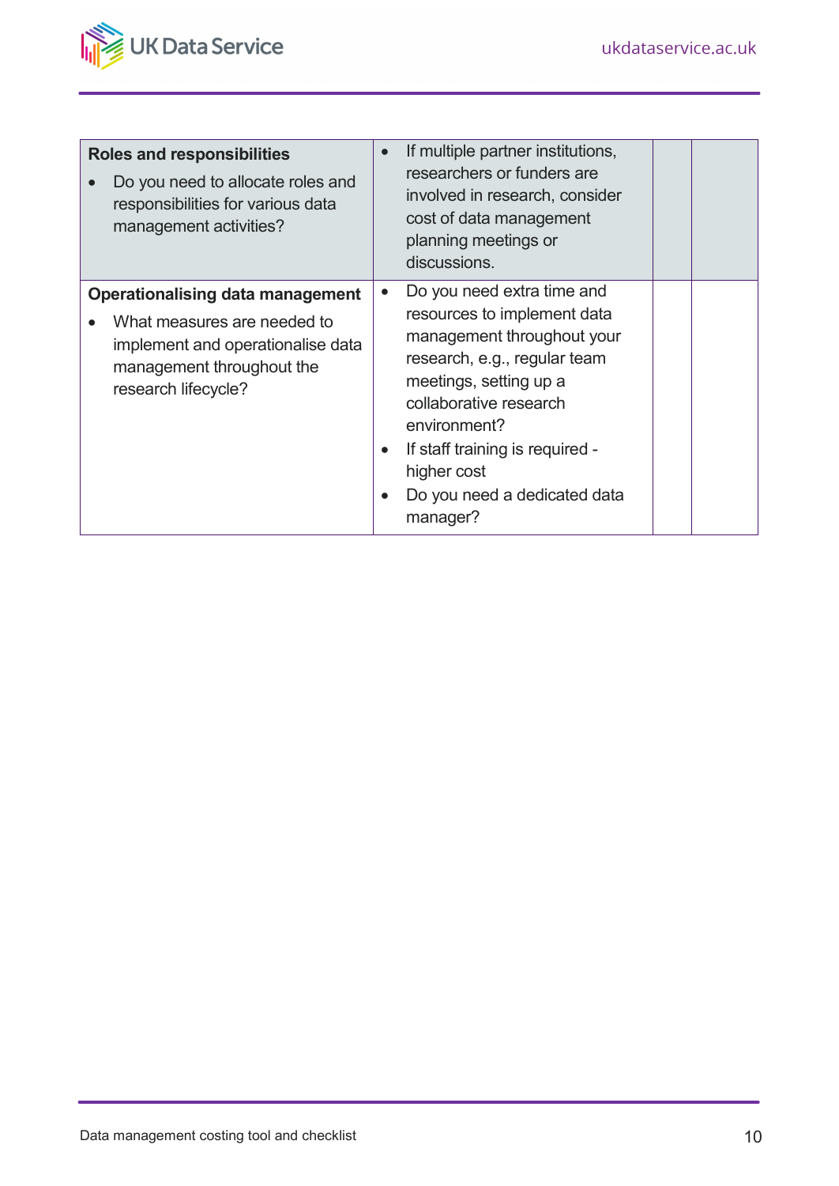| | | | |
|---|---|---|---|
| **Roles and responsibilities**<br>• Do you need to allocate roles and responsibilities for various data management activities? | • If multiple partner institutions, researchers or funders are involved in research, consider cost of data management planning meetings or discussions. | | |
| **Operationalising data management**<br>• What measures are needed to implement and operationalise data management throughout the research lifecycle? | • Do you need extra time and resources to implement data management throughout your research, e.g., regular team meetings, setting up a collaborative research environment?<br>• If staff training is required - higher cost<br>• Do you need a dedicated data manager? | | |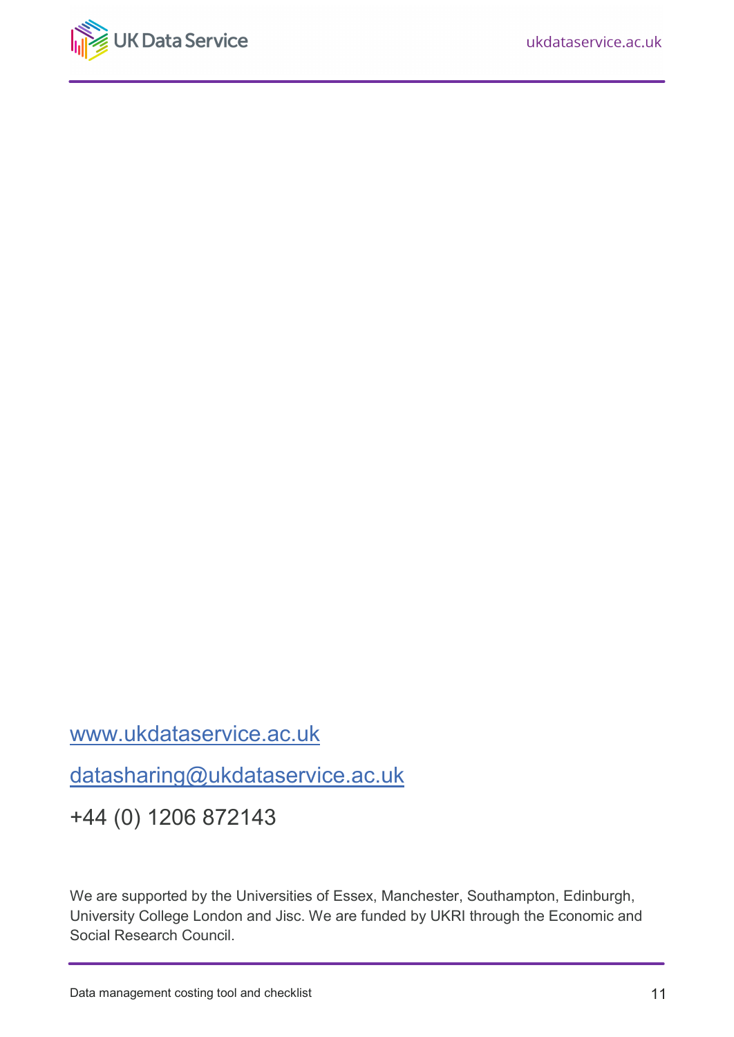[www.ukdataservice.ac.uk](http://www.ukdataservice.ac.uk)

[datasharing@ukdataservice.ac.uk](mailto:datasharing@ukdataservice.ac.uk)

+44 (0) 1206 872143

We are supported by the Universities of Essex, Manchester, Southampton, Edinburgh, University College London and Jisc. We are funded by UKRI through the Economic and Social Research Council.